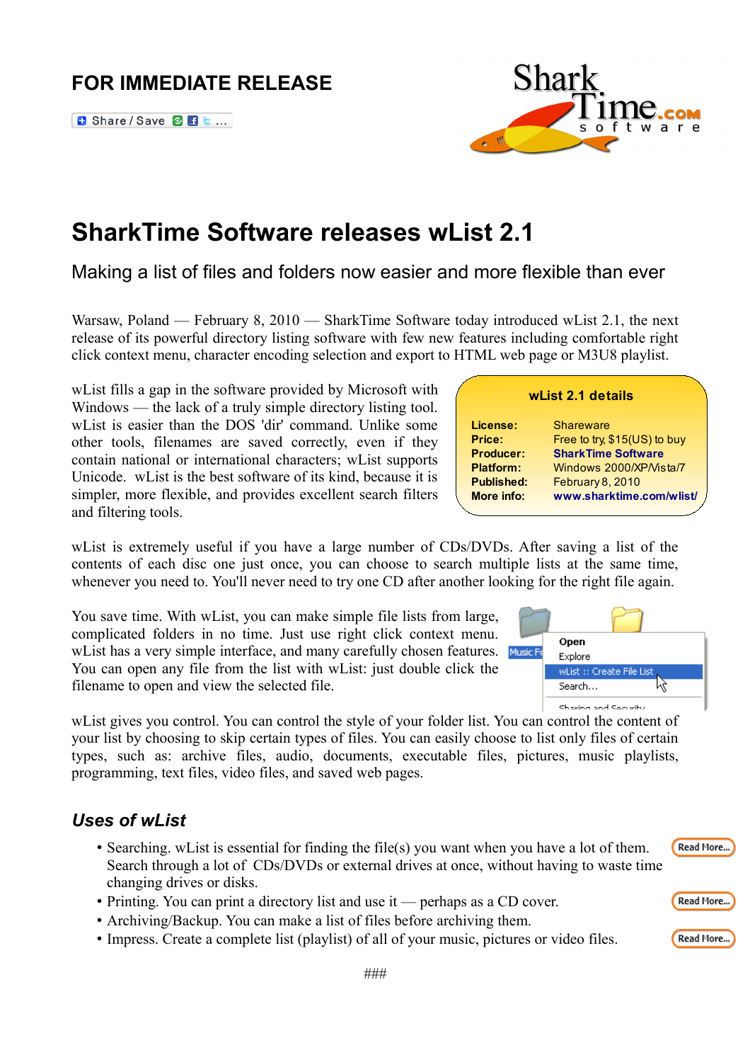FOR IMMEDIATE RELEASE

# SharkTime Software releases wList 2.1

## Making a list of files and folders now easier and more flexible than ever

Warsaw, Poland — February 8, 2010 — SharkTime Software today introduced wList 2.1, the next release of its powerful directory listing software with few new features including comfortable right click context menu, character encoding selection and export to HTML web page or M3U8 playlist.

wList fills a gap in the software provided by Microsoft with Windows — the lack of a truly simple directory listing tool. wList is easier than the DOS 'dir' command. Unlike some other tools, filenames are saved correctly, even if they contain national or international characters; wList supports Unicode. wList is the best software of its kind, because it is simpler, more flexible, and provides excellent search filters and filtering tools.

**wList 2.1 details**

| | |
|---|---|
| **License:** | Shareware |
| **Price:** | Free to try, $15(US) to buy |
| **Producer:** | SharkTime Software |
| **Platform:** | Windows 2000/XP/Vista/7 |
| **Published:** | February 8, 2010 |
| **More info:** | www.sharktime.com/wlist/ |

wList is extremely useful if you have a large number of CDs/DVDs. After saving a list of the contents of each disc one just once, you can choose to search multiple lists at the same time, whenever you need to. You'll never need to try one CD after another looking for the right file again.

You save time. With wList, you can make simple file lists from large, complicated folders in no time. Just use right click context menu. wList has a very simple interface, and many carefully chosen features. You can open any file from the list with wList: just double click the filename to open and view the selected file.

wList gives you control. You can control the style of your folder list. You can control the content of your list by choosing to skip certain types of files. You can easily choose to list only files of certain types, such as: archive files, audio, documents, executable files, pictures, music playlists, programming, text files, video files, and saved web pages.

### *Uses of wList*

- Searching. wList is essential for finding the file(s) you want when you have a lot of them. Search through a lot of CDs/DVDs or external drives at once, without having to waste time changing drives or disks.
- Printing. You can print a directory list and use it — perhaps as a CD cover.
- Archiving/Backup. You can make a list of files before archiving them.
- Impress. Create a complete list (playlist) of all of your music, pictures or video files.

###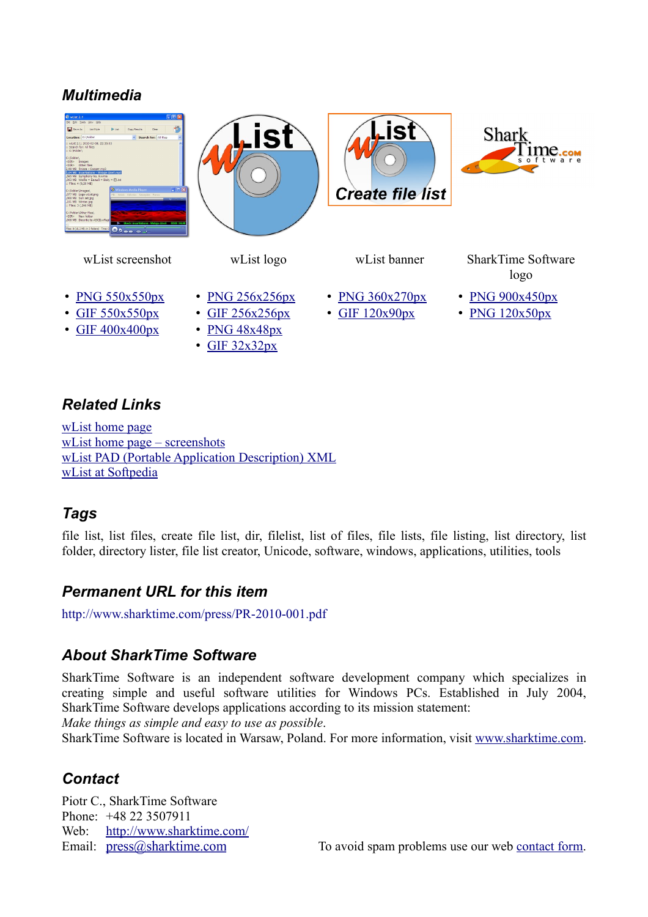## Multimedia

| wList screenshot | wList logo | wList banner | SharkTime Software logo |
|---|---|---|---|
| • PNG 550x550px<br>• GIF 550x550px<br>• GIF 400x400px | • PNG 256x256px<br>• GIF 256x256px<br>• PNG 48x48px<br>• GIF 32x32px | • PNG 360x270px<br>• GIF 120x90px | • PNG 900x450px<br>• PNG 120x50px |

## Related Links

wList home page
wList home page – screenshots
wList PAD (Portable Application Description) XML
wList at Softpedia

## Tags

file list, list files, create file list, dir, filelist, list of files, file lists, file listing, list directory, list folder, directory lister, file list creator, Unicode, software, windows, applications, utilities, tools

## Permanent URL for this item

http://www.sharktime.com/press/PR-2010-001.pdf

## About SharkTime Software

SharkTime Software is an independent software development company which specializes in creating simple and useful software utilities for Windows PCs. Established in July 2004, SharkTime Software develops applications according to its mission statement:
*Make things as simple and easy to use as possible.*
SharkTime Software is located in Warsaw, Poland. For more information, visit www.sharktime.com.

## Contact

Piotr C., SharkTime Software
Phone: +48 22 3507911
Web: http://www.sharktime.com/
Email: press@sharktime.com

To avoid spam problems use our web contact form.